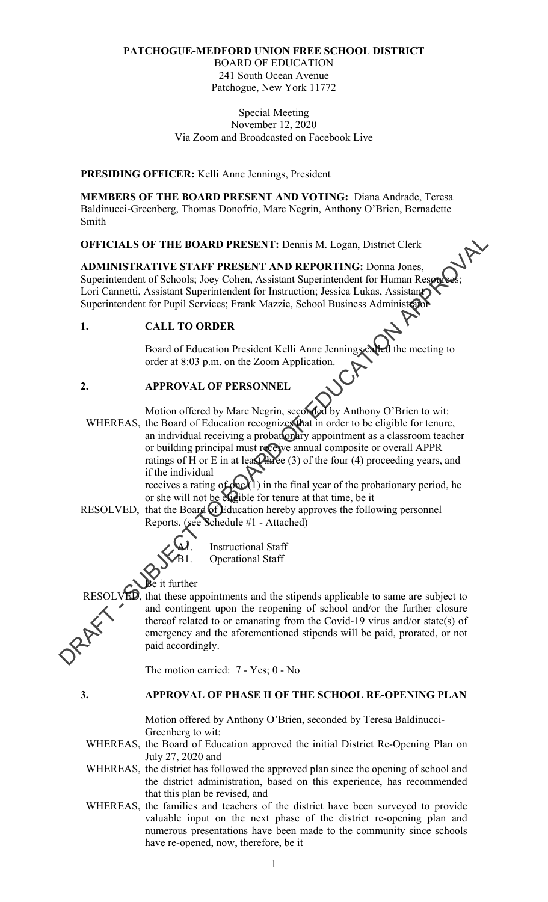**PATCHOGUE-MEDFORD UNION FREE SCHOOL DISTRICT**
BOARD OF EDUCATION
241 South Ocean Avenue
Patchogue, New York 11772

Special Meeting
November 12, 2020
Via Zoom and Broadcasted on Facebook Live

**PRESIDING OFFICER:** Kelli Anne Jennings, President

**MEMBERS OF THE BOARD PRESENT AND VOTING:** Diana Andrade, Teresa Baldinucci-Greenberg, Thomas Donofrio, Marc Negrin, Anthony O'Brien, Bernadette Smith

**OFFICIALS OF THE BOARD PRESENT:** Dennis M. Logan, District Clerk

**ADMINISTRATIVE STAFF PRESENT AND REPORTING:** Donna Jones, Superintendent of Schools; Joey Cohen, Assistant Superintendent for Human Resources; Lori Cannetti, Assistant Superintendent for Instruction; Jessica Lukas, Assistant Superintendent for Pupil Services; Frank Mazzie, School Business Administrator

DRAFT - SUBJECT TO BOARD OF EDUCATION APPROVAL

## 1. CALL TO ORDER

Board of Education President Kelli Anne Jennings called the meeting to order at 8:03 p.m. on the Zoom Application.

## 2. APPROVAL OF PERSONNEL

Motion offered by Marc Negrin, seconded by Anthony O'Brien to wit:

WHEREAS, the Board of Education recognizes that in order to be eligible for tenure, an individual receiving a probationary appointment as a classroom teacher or building principal must receive annual composite or overall APPR ratings of H or E in at least three (3) of the four (4) proceeding years, and if the individual receives a rating of one (1) in the final year of the probationary period, he or she will not be eligible for tenure at that time, be it

RESOLVED, that the Board of Education hereby approves the following personnel Reports. (see Schedule #1 - Attached)

- A1. Instructional Staff
- B1. Operational Staff

Be it further

RESOLVED, that these appointments and the stipends applicable to same are subject to and contingent upon the reopening of school and/or the further closure thereof related to or emanating from the Covid-19 virus and/or state(s) of emergency and the aforementioned stipends will be paid, prorated, or not paid accordingly.

The motion carried: 7 - Yes; 0 - No

## 3. APPROVAL OF PHASE II OF THE SCHOOL RE-OPENING PLAN

Motion offered by Anthony O'Brien, seconded by Teresa Baldinucci-Greenberg to wit:

WHEREAS, the Board of Education approved the initial District Re-Opening Plan on July 27, 2020 and

WHEREAS, the district has followed the approved plan since the opening of school and the district administration, based on this experience, has recommended that this plan be revised, and

WHEREAS, the families and teachers of the district have been surveyed to provide valuable input on the next phase of the district re-opening plan and numerous presentations have been made to the community since schools have re-opened, now, therefore, be it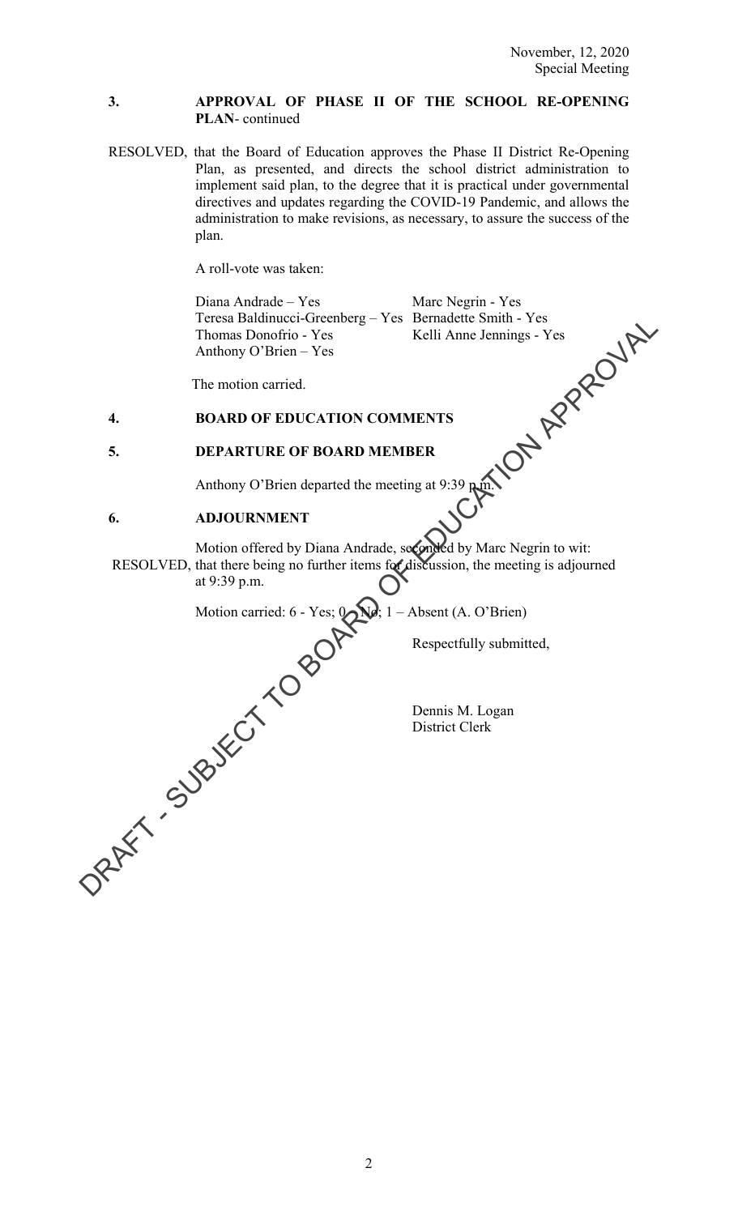November, 12, 2020
Special Meeting

**3. APPROVAL OF PHASE II OF THE SCHOOL RE-OPENING PLAN**- continued

RESOLVED, that the Board of Education approves the Phase II District Re-Opening Plan, as presented, and directs the school district administration to implement said plan, to the degree that it is practical under governmental directives and updates regarding the COVID-19 Pandemic, and allows the administration to make revisions, as necessary, to assure the success of the plan.

A roll-vote was taken:

Diana Andrade – Yes
Teresa Baldinucci-Greenberg – Yes
Thomas Donofrio - Yes
Anthony O'Brien – Yes
Marc Negrin - Yes
Bernadette Smith - Yes
Kelli Anne Jennings - Yes

The motion carried.

**4. BOARD OF EDUCATION COMMENTS**

**5. DEPARTURE OF BOARD MEMBER**

Anthony O'Brien departed the meeting at 9:39 p.m.

**6. ADJOURNMENT**

Motion offered by Diana Andrade, seconded by Marc Negrin to wit:

RESOLVED, that there being no further items for discussion, the meeting is adjourned at 9:39 p.m.

Motion carried: 6 - Yes; 0 – No; 1 – Absent (A. O'Brien)

Respectfully submitted,

Dennis M. Logan
District Clerk

DRAFT - SUBJECT TO BOARD OF EDUCATION APPROVAL